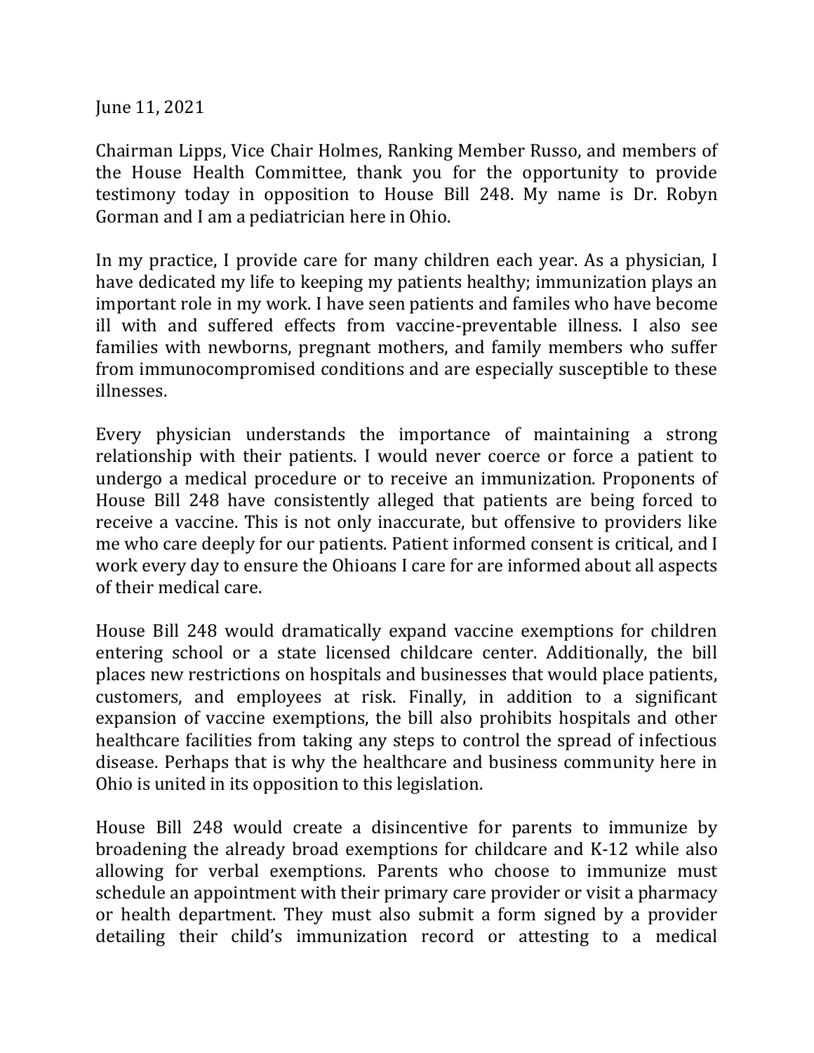June 11, 2021

Chairman Lipps, Vice Chair Holmes, Ranking Member Russo, and members of the House Health Committee, thank you for the opportunity to provide testimony today in opposition to House Bill 248. My name is Dr. Robyn Gorman and I am a pediatrician here in Ohio.

In my practice, I provide care for many children each year. As a physician, I have dedicated my life to keeping my patients healthy; immunization plays an important role in my work. I have seen patients and familes who have become ill with and suffered effects from vaccine-preventable illness. I also see families with newborns, pregnant mothers, and family members who suffer from immunocompromised conditions and are especially susceptible to these illnesses.

Every physician understands the importance of maintaining a strong relationship with their patients. I would never coerce or force a patient to undergo a medical procedure or to receive an immunization. Proponents of House Bill 248 have consistently alleged that patients are being forced to receive a vaccine. This is not only inaccurate, but offensive to providers like me who care deeply for our patients. Patient informed consent is critical, and I work every day to ensure the Ohioans I care for are informed about all aspects of their medical care.

House Bill 248 would dramatically expand vaccine exemptions for children entering school or a state licensed childcare center. Additionally, the bill places new restrictions on hospitals and businesses that would place patients, customers, and employees at risk. Finally, in addition to a significant expansion of vaccine exemptions, the bill also prohibits hospitals and other healthcare facilities from taking any steps to control the spread of infectious disease. Perhaps that is why the healthcare and business community here in Ohio is united in its opposition to this legislation.

House Bill 248 would create a disincentive for parents to immunize by broadening the already broad exemptions for childcare and K-12 while also allowing for verbal exemptions. Parents who choose to immunize must schedule an appointment with their primary care provider or visit a pharmacy or health department. They must also submit a form signed by a provider detailing their child's immunization record or attesting to a medical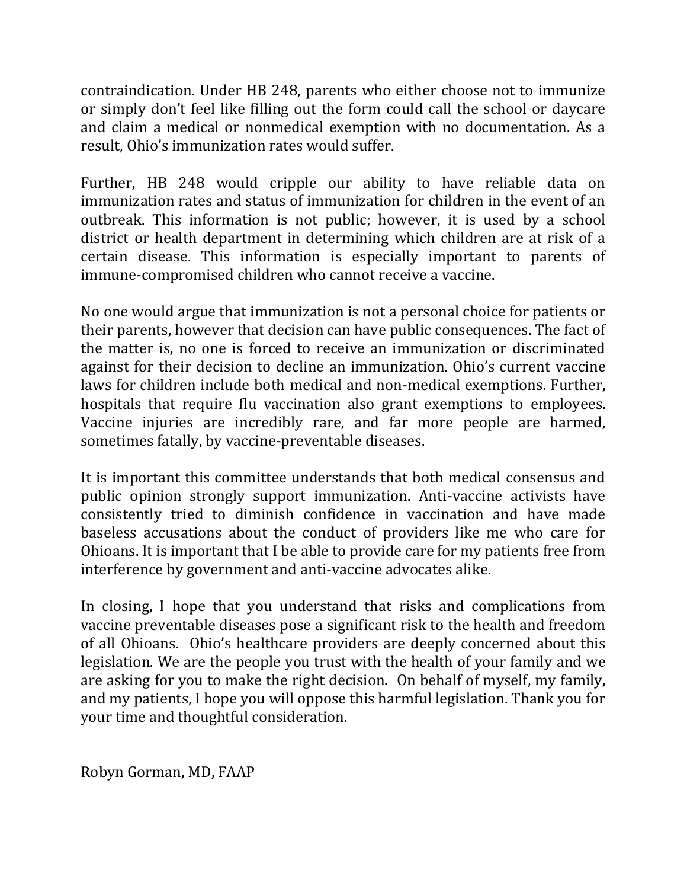contraindication. Under HB 248, parents who either choose not to immunize or simply don't feel like filling out the form could call the school or daycare and claim a medical or nonmedical exemption with no documentation. As a result, Ohio's immunization rates would suffer.

Further, HB 248 would cripple our ability to have reliable data on immunization rates and status of immunization for children in the event of an outbreak. This information is not public; however, it is used by a school district or health department in determining which children are at risk of a certain disease. This information is especially important to parents of immune-compromised children who cannot receive a vaccine.

No one would argue that immunization is not a personal choice for patients or their parents, however that decision can have public consequences. The fact of the matter is, no one is forced to receive an immunization or discriminated against for their decision to decline an immunization. Ohio's current vaccine laws for children include both medical and non-medical exemptions. Further, hospitals that require flu vaccination also grant exemptions to employees. Vaccine injuries are incredibly rare, and far more people are harmed, sometimes fatally, by vaccine-preventable diseases.

It is important this committee understands that both medical consensus and public opinion strongly support immunization. Anti-vaccine activists have consistently tried to diminish confidence in vaccination and have made baseless accusations about the conduct of providers like me who care for Ohioans. It is important that I be able to provide care for my patients free from interference by government and anti-vaccine advocates alike.

In closing, I hope that you understand that risks and complications from vaccine preventable diseases pose a significant risk to the health and freedom of all Ohioans. Ohio's healthcare providers are deeply concerned about this legislation. We are the people you trust with the health of your family and we are asking for you to make the right decision. On behalf of myself, my family, and my patients, I hope you will oppose this harmful legislation. Thank you for your time and thoughtful consideration.

Robyn Gorman, MD, FAAP